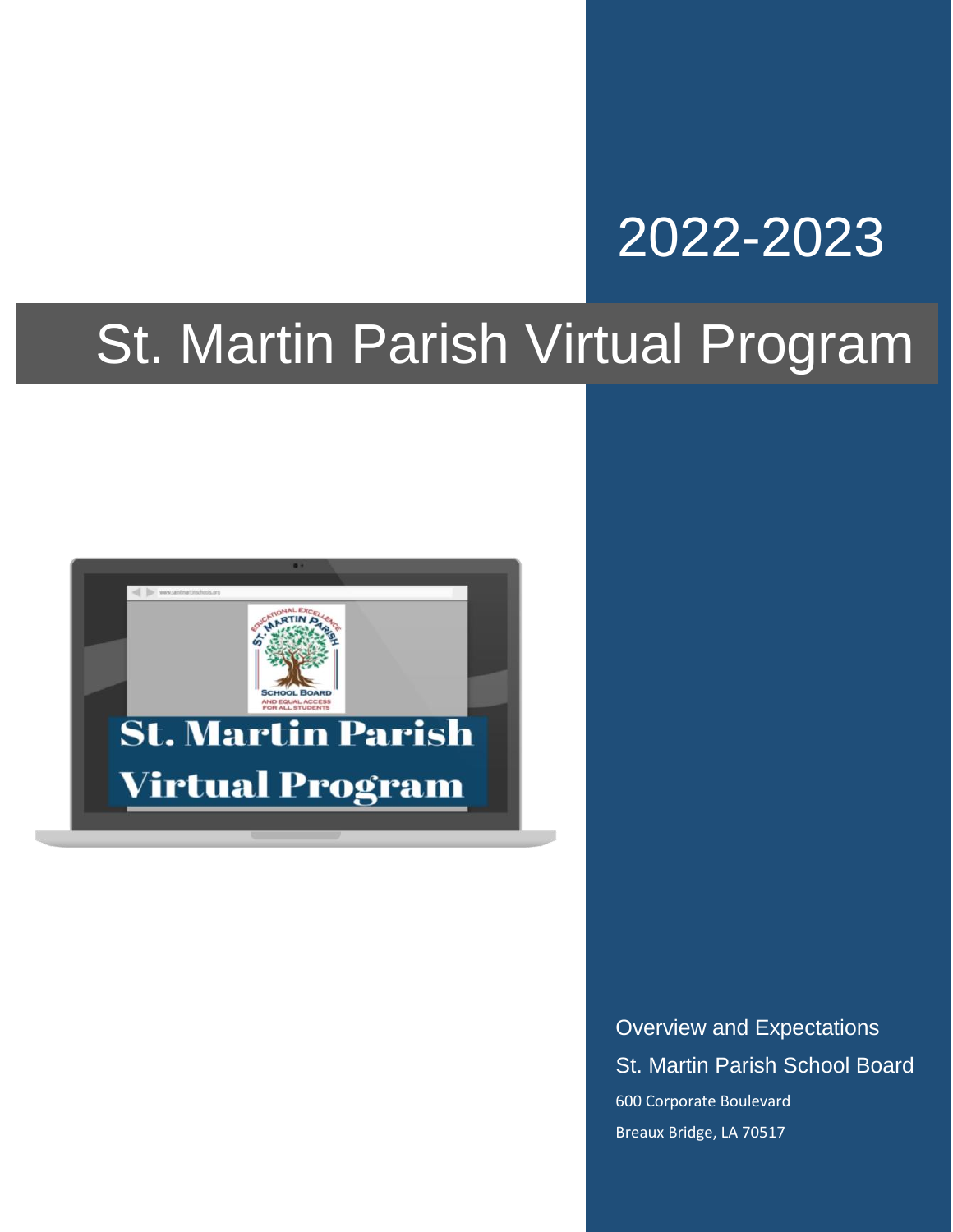2022-2023

# St. Martin Parish Virtual Program

Overview and Expectations

St. Martin Parish School Board

600 Corporate Boulevard

Breaux Bridge, LA 70517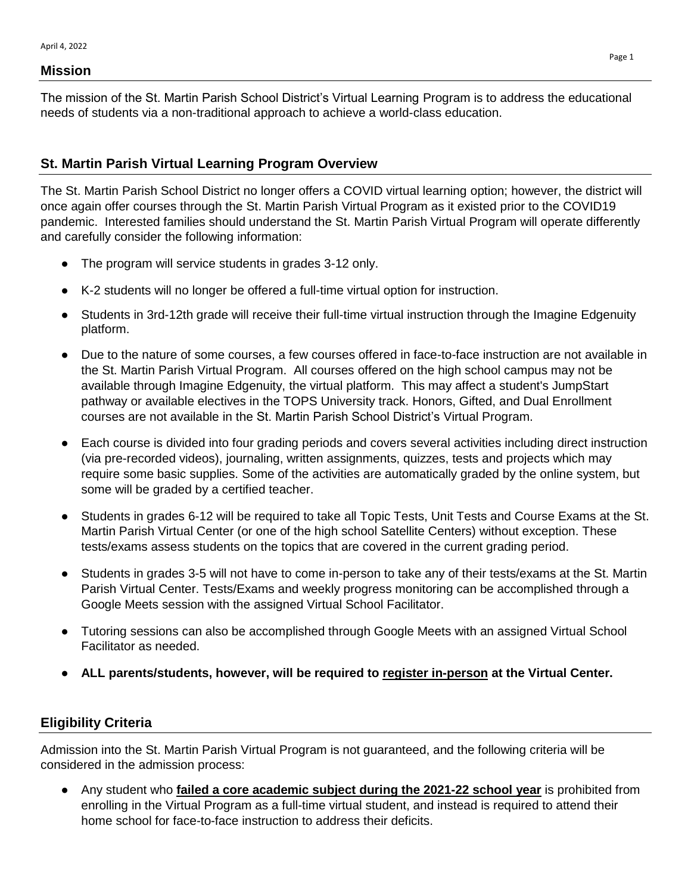## Mission

The mission of the St. Martin Parish School District's Virtual Learning Program is to address the educational needs of students via a non-traditional approach to achieve a world-class education.

## St. Martin Parish Virtual Learning Program Overview

The St. Martin Parish School District no longer offers a COVID virtual learning option; however, the district will once again offer courses through the St. Martin Parish Virtual Program as it existed prior to the COVID19 pandemic. Interested families should understand the St. Martin Parish Virtual Program will operate differently and carefully consider the following information:

- The program will service students in grades 3-12 only.
- K-2 students will no longer be offered a full-time virtual option for instruction.
- Students in 3rd-12th grade will receive their full-time virtual instruction through the Imagine Edgenuity platform.
- Due to the nature of some courses, a few courses offered in face-to-face instruction are not available in the St. Martin Parish Virtual Program. All courses offered on the high school campus may not be available through Imagine Edgenuity, the virtual platform. This may affect a student's JumpStart pathway or available electives in the TOPS University track. Honors, Gifted, and Dual Enrollment courses are not available in the St. Martin Parish School District's Virtual Program.
- Each course is divided into four grading periods and covers several activities including direct instruction (via pre-recorded videos), journaling, written assignments, quizzes, tests and projects which may require some basic supplies. Some of the activities are automatically graded by the online system, but some will be graded by a certified teacher.
- Students in grades 6-12 will be required to take all Topic Tests, Unit Tests and Course Exams at the St. Martin Parish Virtual Center (or one of the high school Satellite Centers) without exception. These tests/exams assess students on the topics that are covered in the current grading period.
- Students in grades 3-5 will not have to come in-person to take any of their tests/exams at the St. Martin Parish Virtual Center. Tests/Exams and weekly progress monitoring can be accomplished through a Google Meets session with the assigned Virtual School Facilitator.
- Tutoring sessions can also be accomplished through Google Meets with an assigned Virtual School Facilitator as needed.
- **ALL parents/students, however, will be required to register in-person at the Virtual Center.**

## Eligibility Criteria

Admission into the St. Martin Parish Virtual Program is not guaranteed, and the following criteria will be considered in the admission process:

- Any student who **failed a core academic subject during the 2021-22 school year** is prohibited from enrolling in the Virtual Program as a full-time virtual student, and instead is required to attend their home school for face-to-face instruction to address their deficits.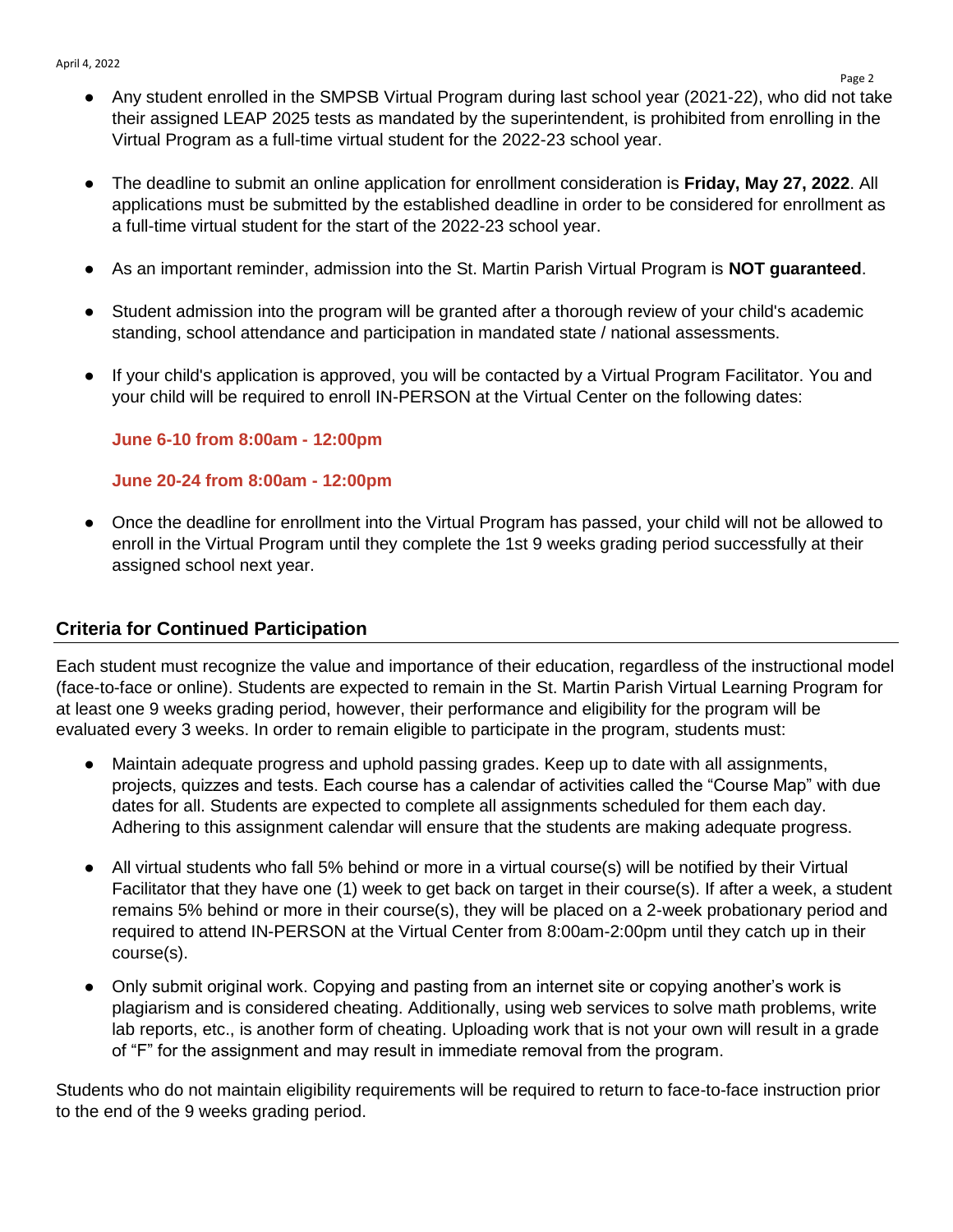- Any student enrolled in the SMPSB Virtual Program during last school year (2021-22), who did not take their assigned LEAP 2025 tests as mandated by the superintendent, is prohibited from enrolling in the Virtual Program as a full-time virtual student for the 2022-23 school year.

- The deadline to submit an online application for enrollment consideration is **Friday, May 27, 2022**. All applications must be submitted by the established deadline in order to be considered for enrollment as a full-time virtual student for the start of the 2022-23 school year.

- As an important reminder, admission into the St. Martin Parish Virtual Program is **NOT guaranteed**.

- Student admission into the program will be granted after a thorough review of your child's academic standing, school attendance and participation in mandated state / national assessments.

- If your child's application is approved, you will be contacted by a Virtual Program Facilitator. You and your child will be required to enroll IN-PERSON at the Virtual Center on the following dates:

  **June 6-10 from 8:00am - 12:00pm**

  **June 20-24 from 8:00am - 12:00pm**

- Once the deadline for enrollment into the Virtual Program has passed, your child will not be allowed to enroll in the Virtual Program until they complete the 1st 9 weeks grading period successfully at their assigned school next year.

## Criteria for Continued Participation

Each student must recognize the value and importance of their education, regardless of the instructional model (face-to-face or online). Students are expected to remain in the St. Martin Parish Virtual Learning Program for at least one 9 weeks grading period, however, their performance and eligibility for the program will be evaluated every 3 weeks. In order to remain eligible to participate in the program, students must:

- Maintain adequate progress and uphold passing grades. Keep up to date with all assignments, projects, quizzes and tests. Each course has a calendar of activities called the "Course Map" with due dates for all. Students are expected to complete all assignments scheduled for them each day. Adhering to this assignment calendar will ensure that the students are making adequate progress.

- All virtual students who fall 5% behind or more in a virtual course(s) will be notified by their Virtual Facilitator that they have one (1) week to get back on target in their course(s). If after a week, a student remains 5% behind or more in their course(s), they will be placed on a 2-week probationary period and required to attend IN-PERSON at the Virtual Center from 8:00am-2:00pm until they catch up in their course(s).

- Only submit original work. Copying and pasting from an internet site or copying another's work is plagiarism and is considered cheating. Additionally, using web services to solve math problems, write lab reports, etc., is another form of cheating. Uploading work that is not your own will result in a grade of "F" for the assignment and may result in immediate removal from the program.

Students who do not maintain eligibility requirements will be required to return to face-to-face instruction prior to the end of the 9 weeks grading period.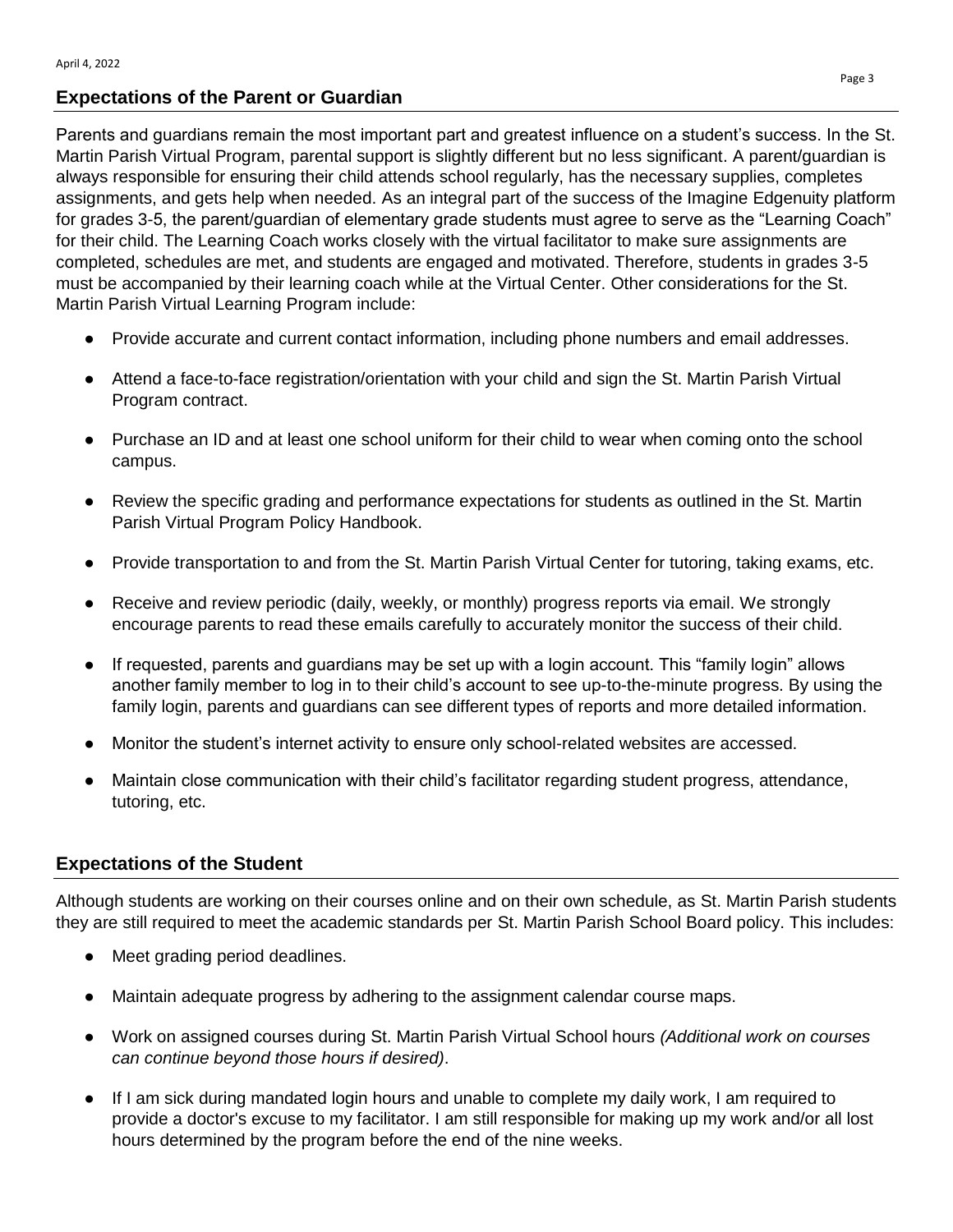## Expectations of the Parent or Guardian

Parents and guardians remain the most important part and greatest influence on a student's success. In the St. Martin Parish Virtual Program, parental support is slightly different but no less significant. A parent/guardian is always responsible for ensuring their child attends school regularly, has the necessary supplies, completes assignments, and gets help when needed. As an integral part of the success of the Imagine Edgenuity platform for grades 3-5, the parent/guardian of elementary grade students must agree to serve as the "Learning Coach" for their child. The Learning Coach works closely with the virtual facilitator to make sure assignments are completed, schedules are met, and students are engaged and motivated. Therefore, students in grades 3-5 must be accompanied by their learning coach while at the Virtual Center. Other considerations for the St. Martin Parish Virtual Learning Program include:

- Provide accurate and current contact information, including phone numbers and email addresses.
- Attend a face-to-face registration/orientation with your child and sign the St. Martin Parish Virtual Program contract.
- Purchase an ID and at least one school uniform for their child to wear when coming onto the school campus.
- Review the specific grading and performance expectations for students as outlined in the St. Martin Parish Virtual Program Policy Handbook.
- Provide transportation to and from the St. Martin Parish Virtual Center for tutoring, taking exams, etc.
- Receive and review periodic (daily, weekly, or monthly) progress reports via email. We strongly encourage parents to read these emails carefully to accurately monitor the success of their child.
- If requested, parents and guardians may be set up with a login account. This "family login" allows another family member to log in to their child's account to see up-to-the-minute progress. By using the family login, parents and guardians can see different types of reports and more detailed information.
- Monitor the student's internet activity to ensure only school-related websites are accessed.
- Maintain close communication with their child's facilitator regarding student progress, attendance, tutoring, etc.

## Expectations of the Student

Although students are working on their courses online and on their own schedule, as St. Martin Parish students they are still required to meet the academic standards per St. Martin Parish School Board policy. This includes:

- Meet grading period deadlines.
- Maintain adequate progress by adhering to the assignment calendar course maps.
- Work on assigned courses during St. Martin Parish Virtual School hours *(Additional work on courses can continue beyond those hours if desired)*.
- If I am sick during mandated login hours and unable to complete my daily work, I am required to provide a doctor's excuse to my facilitator. I am still responsible for making up my work and/or all lost hours determined by the program before the end of the nine weeks.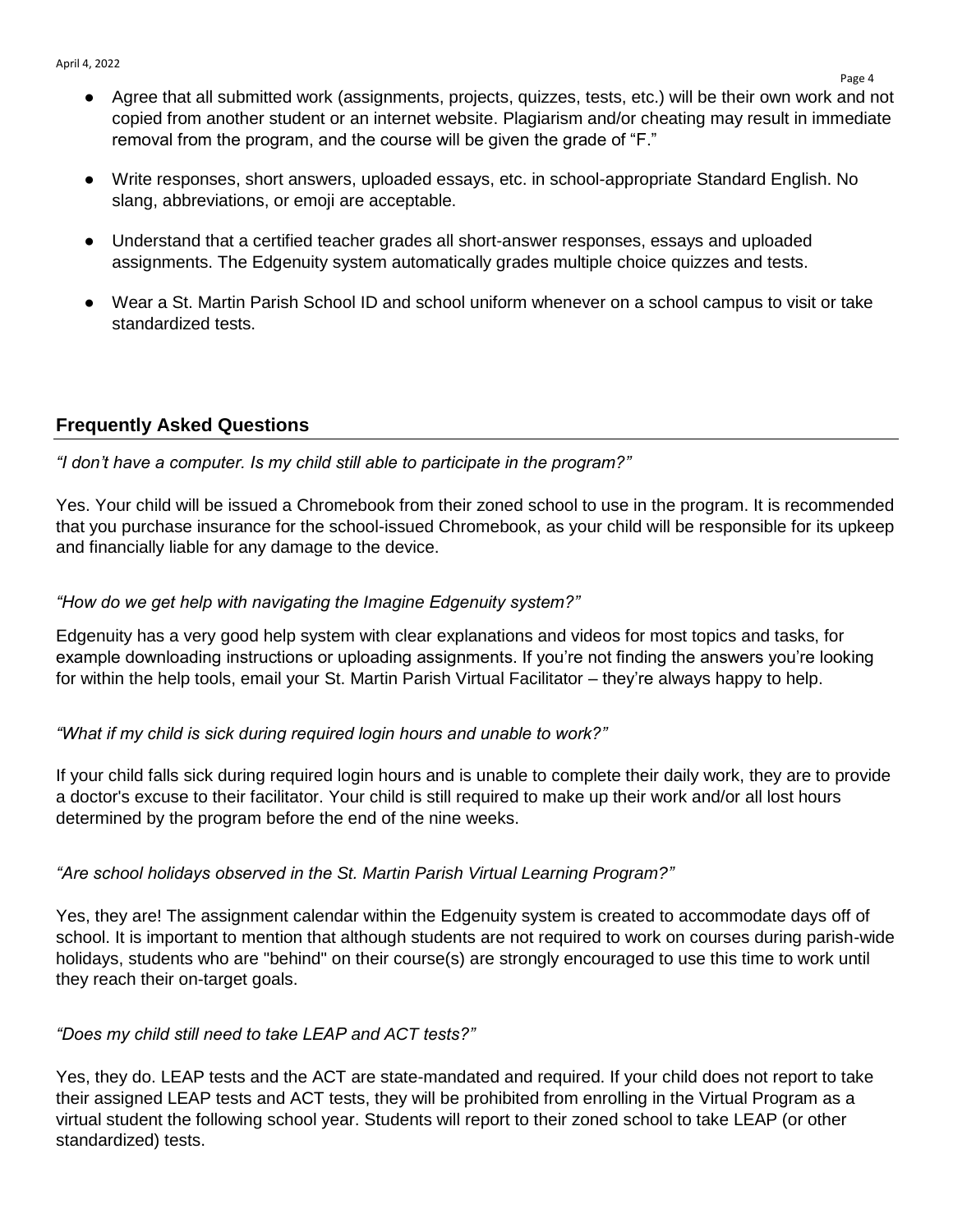- Agree that all submitted work (assignments, projects, quizzes, tests, etc.) will be their own work and not copied from another student or an internet website. Plagiarism and/or cheating may result in immediate removal from the program, and the course will be given the grade of "F."

- Write responses, short answers, uploaded essays, etc. in school-appropriate Standard English. No slang, abbreviations, or emoji are acceptable.

- Understand that a certified teacher grades all short-answer responses, essays and uploaded assignments. The Edgenuity system automatically grades multiple choice quizzes and tests.

- Wear a St. Martin Parish School ID and school uniform whenever on a school campus to visit or take standardized tests.

## Frequently Asked Questions

*"I don't have a computer. Is my child still able to participate in the program?"*

Yes. Your child will be issued a Chromebook from their zoned school to use in the program. It is recommended that you purchase insurance for the school-issued Chromebook, as your child will be responsible for its upkeep and financially liable for any damage to the device.

*"How do we get help with navigating the Imagine Edgenuity system?"*

Edgenuity has a very good help system with clear explanations and videos for most topics and tasks, for example downloading instructions or uploading assignments. If you're not finding the answers you're looking for within the help tools, email your St. Martin Parish Virtual Facilitator – they're always happy to help.

*"What if my child is sick during required login hours and unable to work?"*

If your child falls sick during required login hours and is unable to complete their daily work, they are to provide a doctor's excuse to their facilitator. Your child is still required to make up their work and/or all lost hours determined by the program before the end of the nine weeks.

*"Are school holidays observed in the St. Martin Parish Virtual Learning Program?"*

Yes, they are! The assignment calendar within the Edgenuity system is created to accommodate days off of school. It is important to mention that although students are not required to work on courses during parish-wide holidays, students who are "behind" on their course(s) are strongly encouraged to use this time to work until they reach their on-target goals.

*"Does my child still need to take LEAP and ACT tests?"*

Yes, they do. LEAP tests and the ACT are state-mandated and required. If your child does not report to take their assigned LEAP tests and ACT tests, they will be prohibited from enrolling in the Virtual Program as a virtual student the following school year. Students will report to their zoned school to take LEAP (or other standardized) tests.